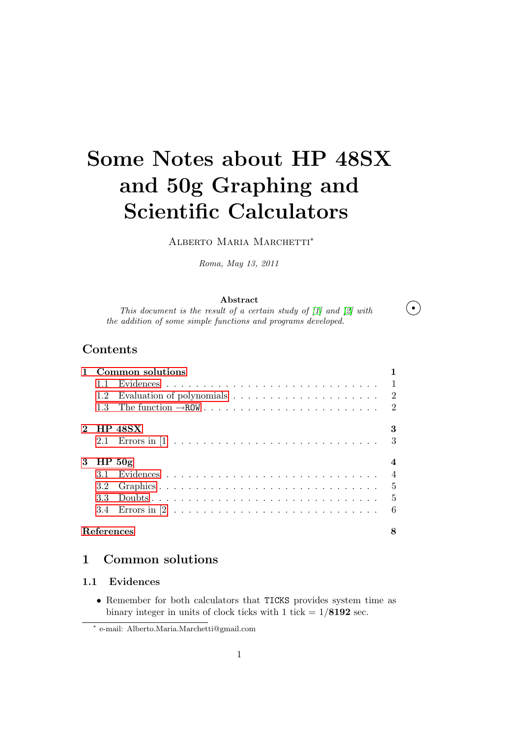# Some Notes about HP 48SX and 50g Graphing and Scientific Calculators

Alberto Maria Marchetti*

*Roma, May 13, 2011*

**Abstract**

*This document is the result of a certain study of [1] and [2] with the addition of some simple functions and programs developed.*

## Contents

- 1 Common solutions — 1
  - 1.1 Evidences — 1
  - 1.2 Evaluation of polynomials — 2
  - 1.3 The function →`ROW` — 2
- 2 HP 48SX — 3
  - 2.1 Errors in [1] — 3
- 3 HP 50g — 4
  - 3.1 Evidences — 4
  - 3.2 Graphics — 5
  - 3.3 Doubts — 5
  - 3.4 Errors in [2] — 6
- References — 8

## 1 Common solutions

### 1.1 Evidences

- Remember for both calculators that `TICKS` provides system time as binary integer in units of clock ticks with 1 tick = 1/**8192** sec.

* e-mail: Alberto.Maria.Marchetti@gmail.com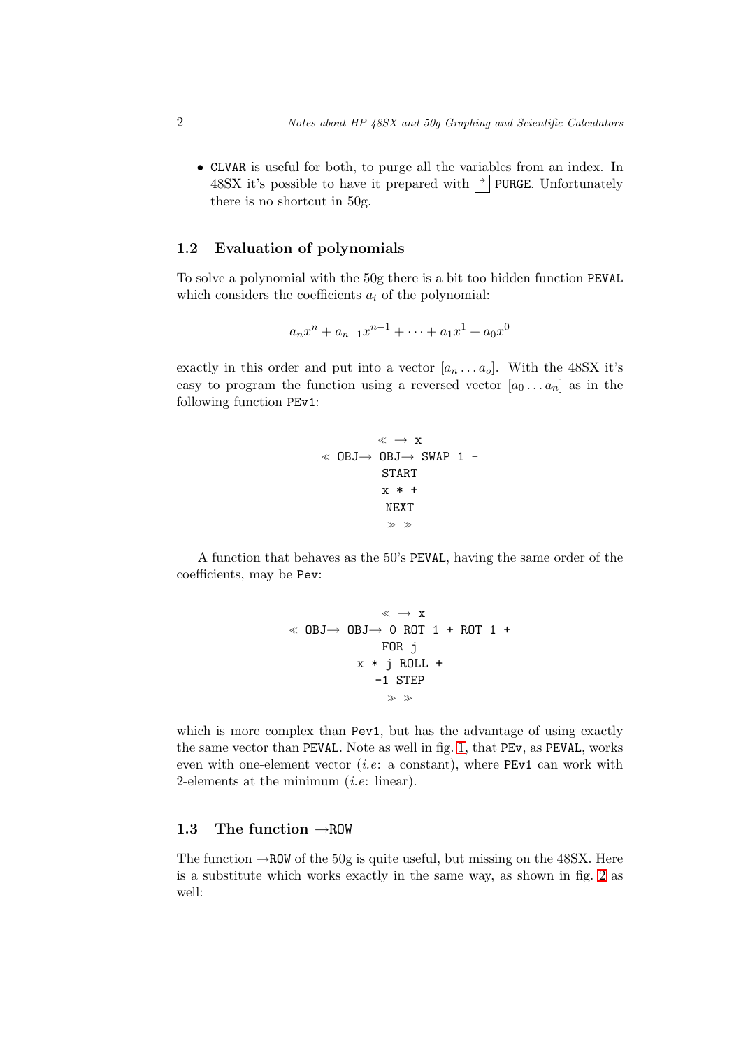- CLVAR is useful for both, to purge all the variables from an index. In 48SX it's possible to have it prepared with ↱ PURGE. Unfortunately there is no shortcut in 50g.

### 1.2 Evaluation of polynomials

To solve a polynomial with the 50g there is a bit too hidden function PEVAL which considers the coefficients $a_i$ of the polynomial:

$$a_n x^n + a_{n-1} x^{n-1} + \cdots + a_1 x^1 + a_0 x^0$$

exactly in this order and put into a vector $[a_n \ldots a_o]$. With the 48SX it's easy to program the function using a reversed vector $[a_0 \ldots a_n]$ as in the following function PEv1:

```
      « → x
« OBJ→ OBJ→ SWAP 1 -
      START
      x * +
      NEXT
       » »
```

A function that behaves as the 50's PEVAL, having the same order of the coefficients, may be Pev:

```
           « → x
« OBJ→ OBJ→ 0 ROT 1 + ROT 1 +
          FOR j
       x * j ROLL +
         -1 STEP
           » »
```

which is more complex than Pev1, but has the advantage of using exactly the same vector than PEVAL. Note as well in fig. 1, that PEv, as PEVAL, works even with one-element vector (*i.e*: a constant), where PEv1 can work with 2-elements at the minimum (*i.e*: linear).

### 1.3 The function →ROW

The function →ROW of the 50g is quite useful, but missing on the 48SX. Here is a substitute which works exactly in the same way, as shown in fig. 2 as well: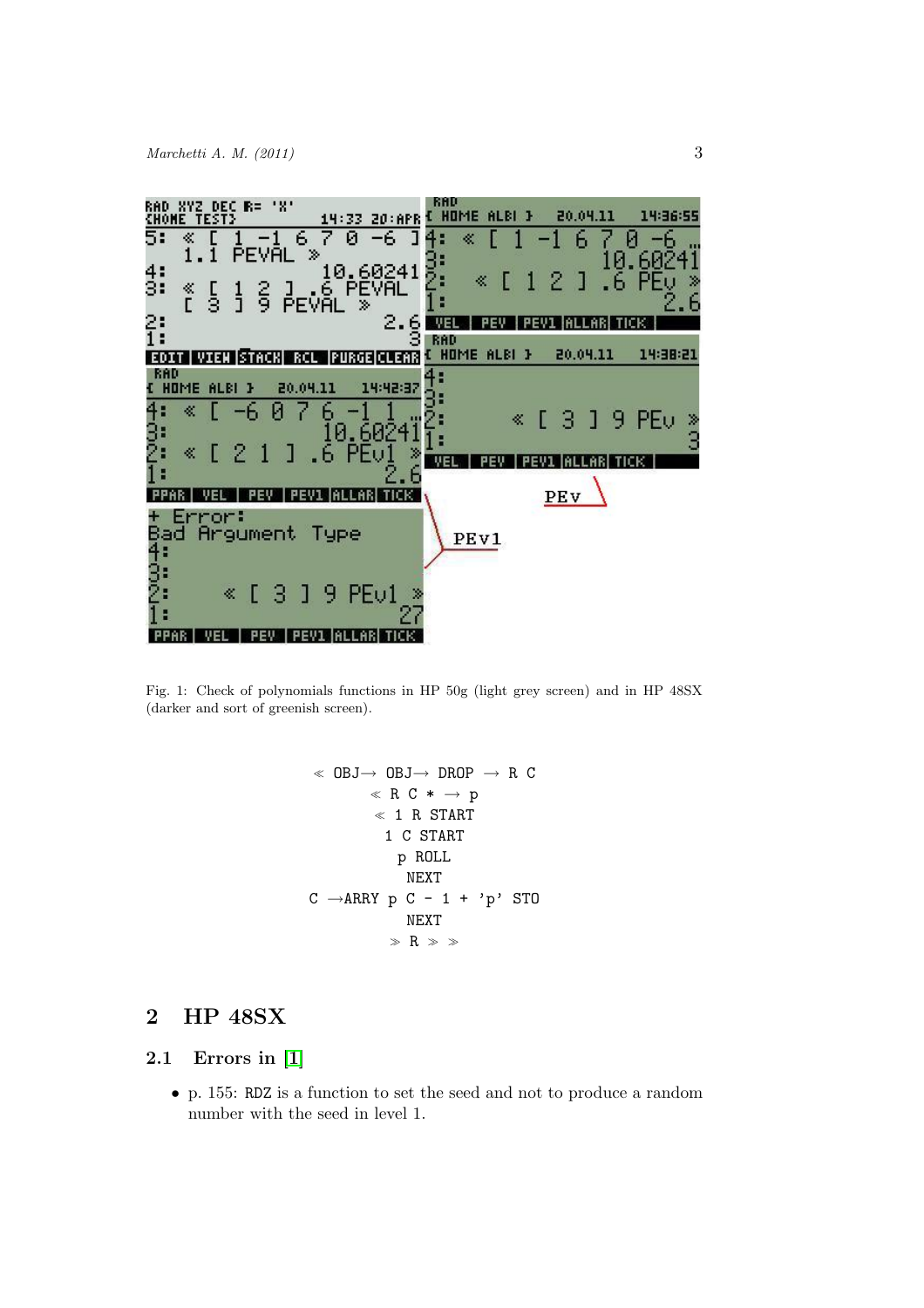Fig. 1: Check of polynomials functions in HP 50g (light grey screen) and in HP 48SX (darker and sort of greenish screen).

```
≪ OBJ→ OBJ→ DROP → R C
  ≪ R C * → p
    ≪ 1 R START
      1 C START
        p ROLL
      NEXT
C →ARRY p C - 1 + 'p' STO
      NEXT
    ≫ R ≫ ≫
```

## 2 HP 48SX

### 2.1 Errors in [1]

- p. 155: RDZ is a function to set the seed and not to produce a random number with the seed in level 1.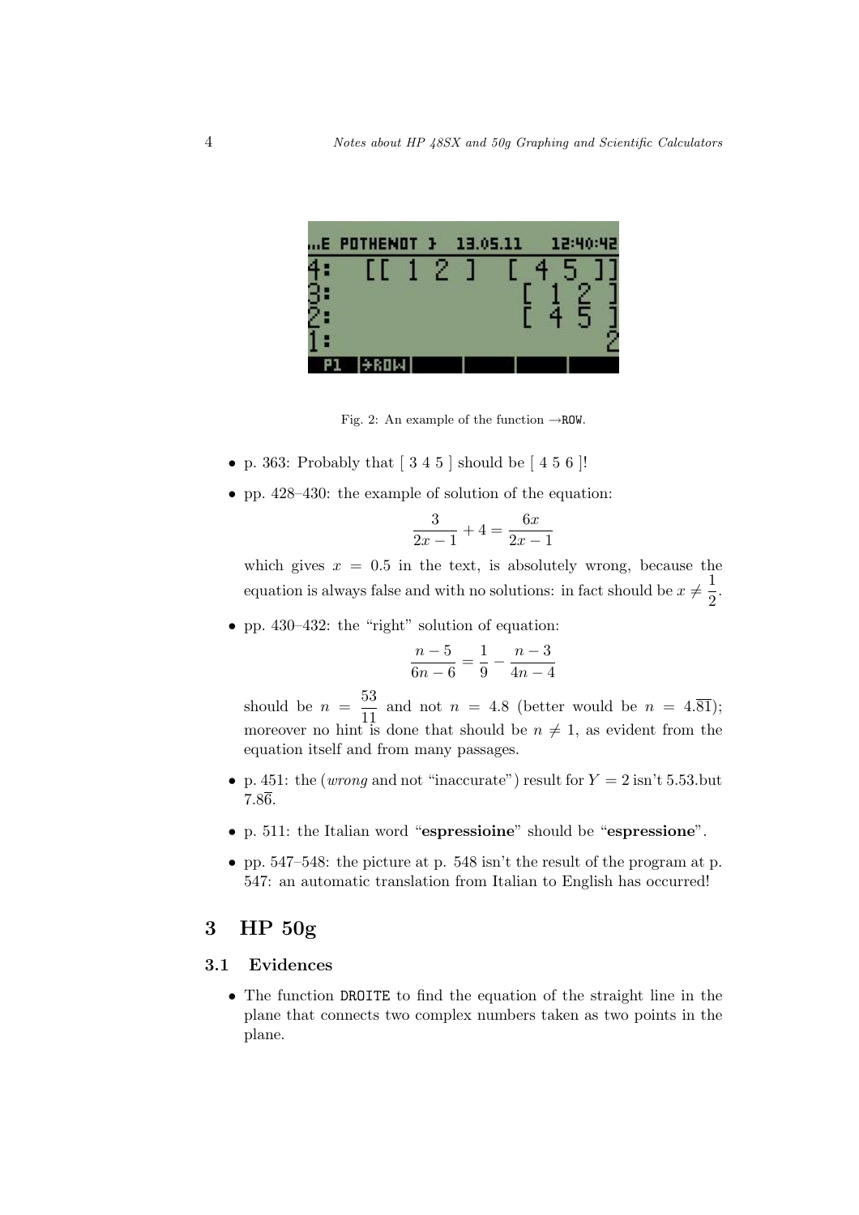Fig. 2: An example of the function →ROW.

- p. 363: Probably that [ 3 4 5 ] should be [ 4 5 6 ]!
- pp. 428–430: the example of solution of the equation:

$$\frac{3}{2x-1} + 4 = \frac{6x}{2x-1}$$

  which gives $x = 0.5$ in the text, is absolutely wrong, because the equation is always false and with no solutions: in fact should be $x \neq \frac{1}{2}$.

- pp. 430–432: the "right" solution of equation:

$$\frac{n-5}{6n-6} = \frac{1}{9} - \frac{n-3}{4n-4}$$

  should be $n = \frac{53}{11}$ and not $n = 4.8$ (better would be $n = 4.\overline{81}$); moreover no hint is done that should be $n \neq 1$, as evident from the equation itself and from many passages.

- p. 451: the (*wrong* and not "inaccurate") result for $Y = 2$ isn't 5.53.but $7.8\overline{6}$.
- p. 511: the Italian word "**espressioine**" should be "**espressione**".
- pp. 547–548: the picture at p. 548 isn't the result of the program at p. 547: an automatic translation from Italian to English has occurred!

## 3 HP 50g

### 3.1 Evidences

- The function DROITE to find the equation of the straight line in the plane that connects two complex numbers taken as two points in the plane.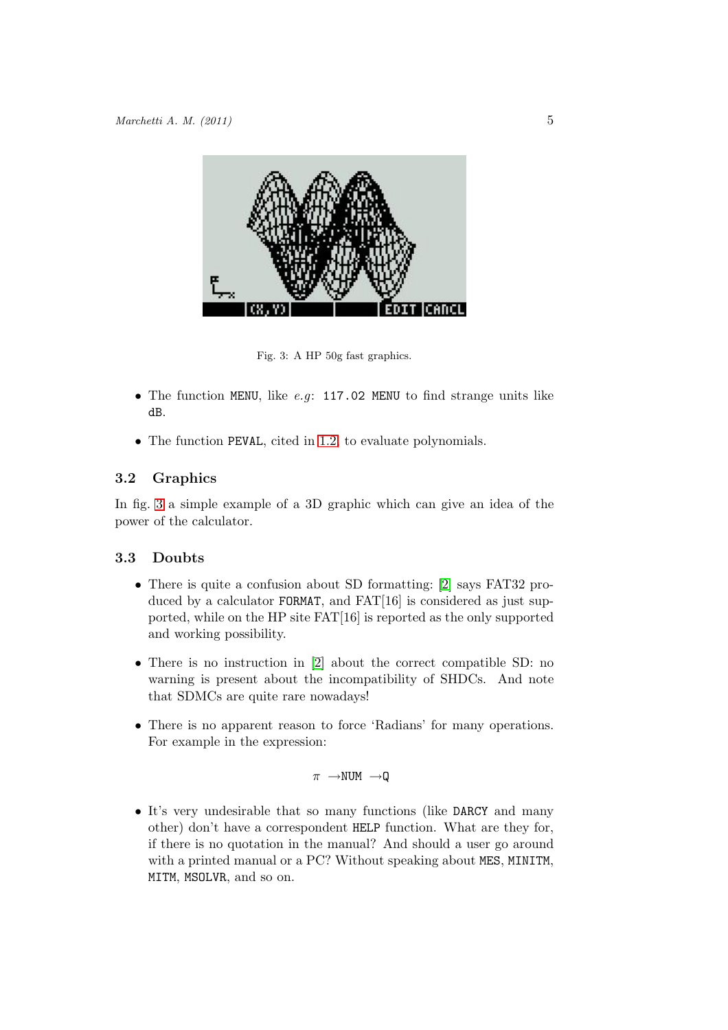Fig. 3: A HP 50g fast graphics.

- The function MENU, like *e.g*: 117.02 MENU to find strange units like dB.

- The function PEVAL, cited in 1.2, to evaluate polynomials.

### 3.2 Graphics

In fig. 3 a simple example of a 3D graphic which can give an idea of the power of the calculator.

### 3.3 Doubts

- There is quite a confusion about SD formatting: [2] says FAT32 produced by a calculator FORMAT, and FAT[16] is considered as just supported, while on the HP site FAT[16] is reported as the only supported and working possibility.

- There is no instruction in [2] about the correct compatible SD: no warning is present about the incompatibility of SHDCs. And note that SDMCs are quite rare nowadays!

- There is no apparent reason to force 'Radians' for many operations. For example in the expression:

$$\pi \ \rightarrow\text{NUM} \ \rightarrow\text{Q}$$

- It's very undesirable that so many functions (like DARCY and many other) don't have a correspondent HELP function. What are they for, if there is no quotation in the manual? And should a user go around with a printed manual or a PC? Without speaking about MES, MINITM, MITM, MSOLVR, and so on.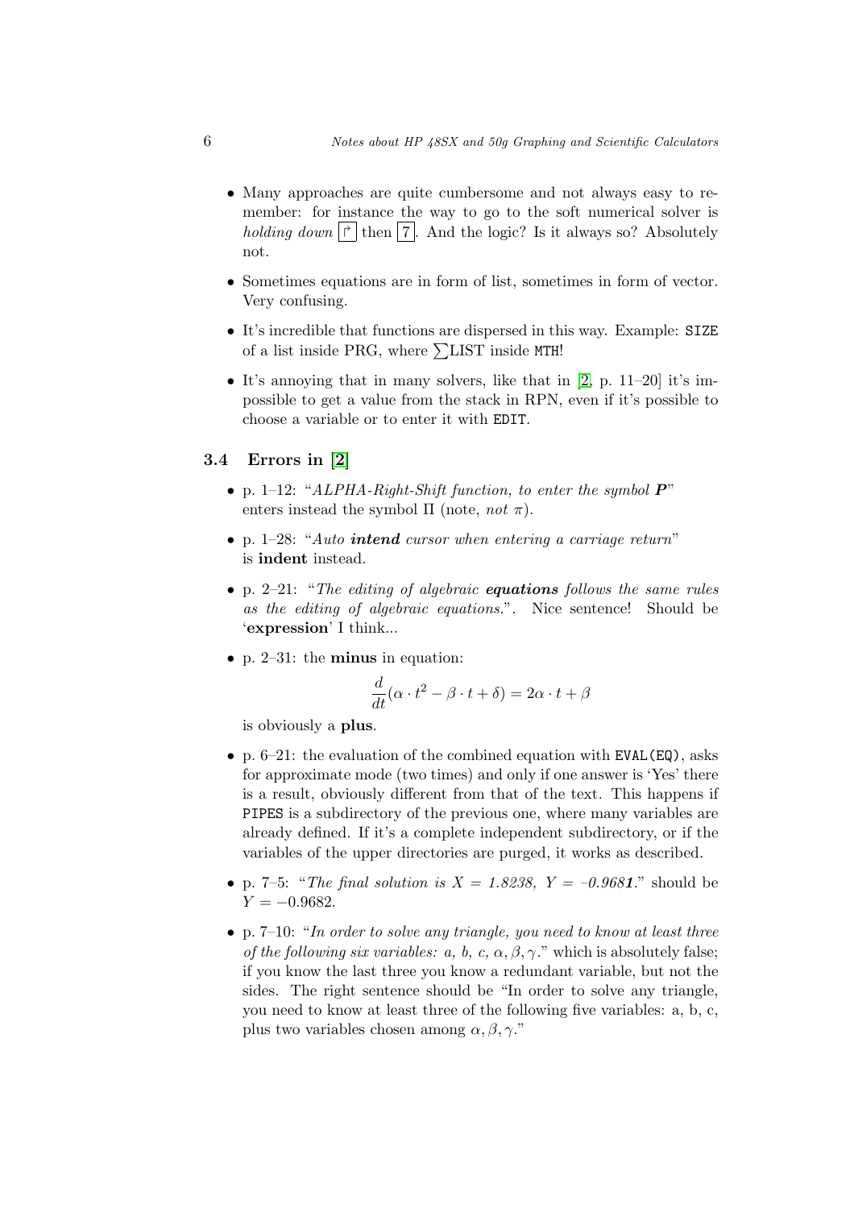- Many approaches are quite cumbersome and not always easy to remember: for instance the way to go to the soft numerical solver is *holding down* ↱ then 7. And the logic? Is it always so? Absolutely not.

- Sometimes equations are in form of list, sometimes in form of vector. Very confusing.

- It's incredible that functions are dispersed in this way. Example: `SIZE` of a list inside PRG, where ∑LIST inside `MTH`!

- It's annoying that in many solvers, like that in [2, p. 11–20] it's impossible to get a value from the stack in RPN, even if it's possible to choose a variable or to enter it with `EDIT`.

### 3.4 Errors in [2]

- p. 1–12: "*ALPHA-Right-Shift function, to enter the symbol **P***" enters instead the symbol Π (note, *not* $\pi$).

- p. 1–28: "*Auto **intend** cursor when entering a carriage return*" is **indent** instead.

- p. 2–21: "*The editing of algebraic **equations** follows the same rules as the editing of algebraic equations.*". Nice sentence! Should be '**expression**' I think...

- p. 2–31: the **minus** in equation:

$$\frac{d}{dt}(\alpha \cdot t^2 - \beta \cdot t + \delta) = 2\alpha \cdot t + \beta$$

  is obviously a **plus**.

- p. 6–21: the evaluation of the combined equation with `EVAL(EQ)`, asks for approximate mode (two times) and only if one answer is 'Yes' there is a result, obviously different from that of the text. This happens if `PIPES` is a subdirectory of the previous one, where many variables are already defined. If it's a complete independent subdirectory, or if the variables of the upper directories are purged, it works as described.

- p. 7–5: "*The final solution is X = 1.8238, Y = –0.968**1**.*" should be $Y = -0.9682$.

- p. 7–10: "*In order to solve any triangle, you need to know at least three of the following six variables: a, b, c, $\alpha, \beta, \gamma$.*" which is absolutely false; if you know the last three you know a redundant variable, but not the sides. The right sentence should be "In order to solve any triangle, you need to know at least three of the following five variables: a, b, c, plus two variables chosen among $\alpha, \beta, \gamma$."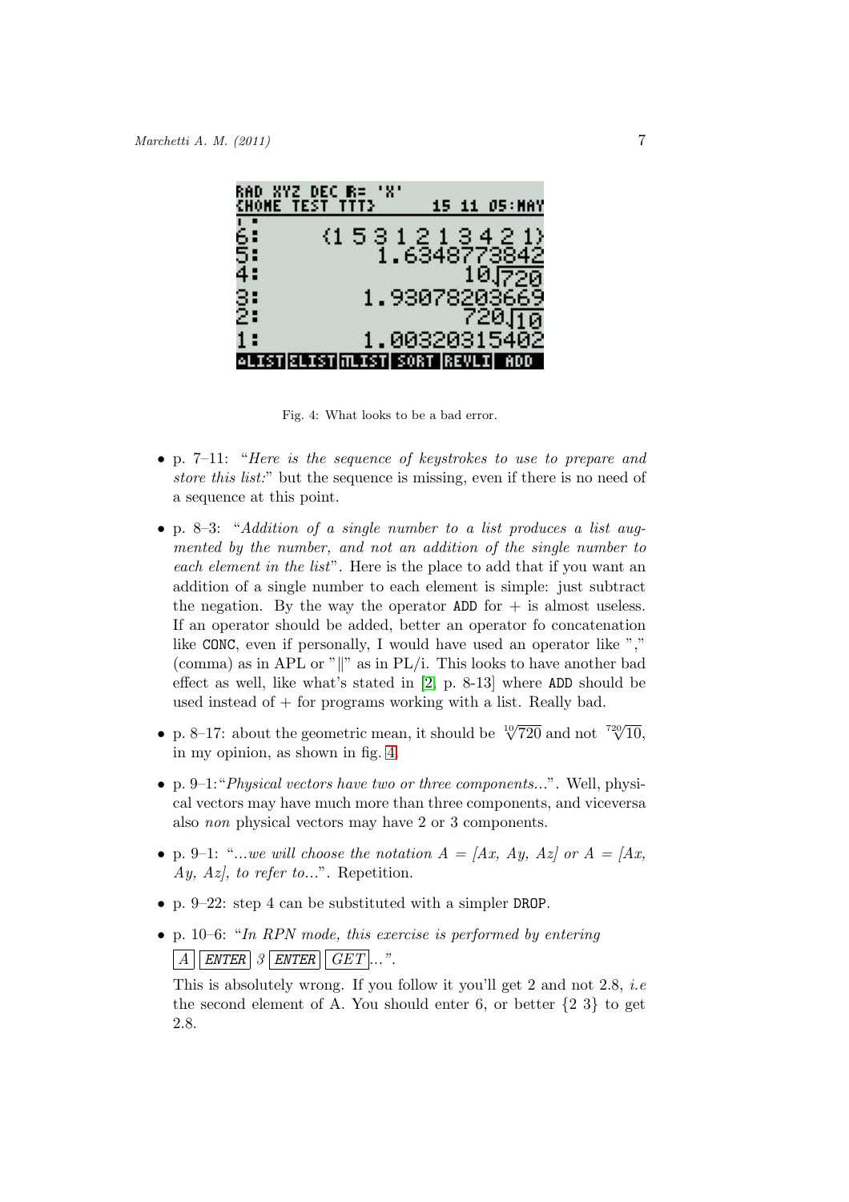Fig. 4: What looks to be a bad error.

- p. 7–11: "*Here is the sequence of keystrokes to use to prepare and store this list:*" but the sequence is missing, even if there is no need of a sequence at this point.

- p. 8–3: "*Addition of a single number to a list produces a list augmented by the number, and not an addition of the single number to each element in the list*". Here is the place to add that if you want an addition of a single number to each element is simple: just subtract the negation. By the way the operator `ADD` for + is almost useless. If an operator should be added, better an operator fo concatenation like `CONC`, even if personally, I would have used an operator like "," (comma) as in APL or "‖" as in PL/i. This looks to have another bad effect as well, like what's stated in [2, p. 8-13] where `ADD` should be used instead of + for programs working with a list. Really bad.

- p. 8–17: about the geometric mean, it should be $\sqrt[10]{720}$ and not $\sqrt[720]{10}$, in my opinion, as shown in fig. 4.

- p. 9–1: "*Physical vectors have two or three components...*". Well, physical vectors may have much more than three components, and viceversa also *non* physical vectors may have 2 or 3 components.

- p. 9–1: "*...we will choose the notation A = [Ax, Ay, Az] or A = [Ax, Ay, Az], to refer to...*". Repetition.

- p. 9–22: step 4 can be substituted with a simpler `DROP`.

- p. 10–6: "*In RPN mode, this exercise is performed by entering* [*A*] [***ENTER***] *3* [***ENTER***] [*GET*]*...*".

  This is absolutely wrong. If you follow it you'll get 2 and not 2.8, *i.e* the second element of A. You should enter 6, or better {2 3} to get 2.8.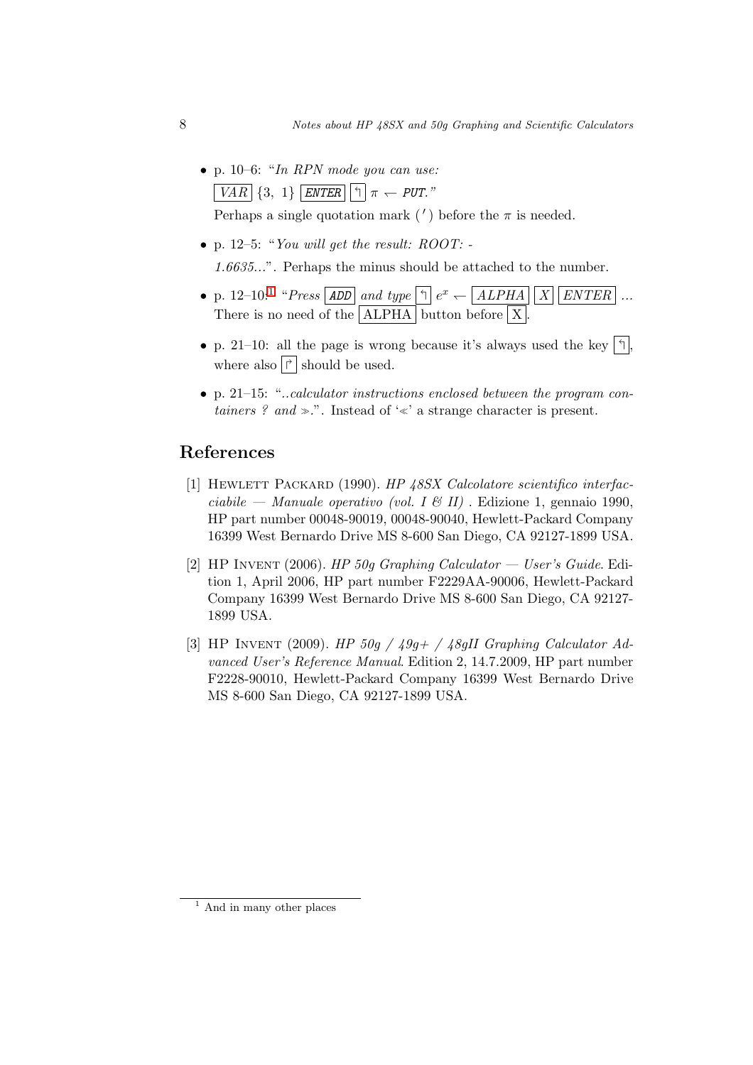- p. 10–6: "*In RPN mode you can use:* VAR {3, 1} ENTER ↰ $\pi$ ← *PUT.*"
  Perhaps a single quotation mark (′) before the $\pi$ is needed.

- p. 12–5: "*You will get the result: ROOT: - 1.6635...*". Perhaps the minus should be attached to the number.

- p. 12–10:[1] "*Press* ADD *and type* ↰ $e^x$ ← ALPHA X ENTER *...* There is no need of the ALPHA button before X.

- p. 21–10: all the page is wrong because it's always used the key ↰, where also ↱ should be used.

- p. 21–15: "*..calculator instructions enclosed between the program containers ? and* ≫.". Instead of '≪' a strange character is present.

## References

[1] Hewlett Packard (1990). *HP 48SX Calcolatore scientifico interfacciabile — Manuale operativo (vol. I & II)* . Edizione 1, gennaio 1990, HP part number 00048-90019, 00048-90040, Hewlett-Packard Company 16399 West Bernardo Drive MS 8-600 San Diego, CA 92127-1899 USA.

[2] HP Invent (2006). *HP 50g Graphing Calculator — User's Guide*. Edition 1, April 2006, HP part number F2229AA-90006, Hewlett-Packard Company 16399 West Bernardo Drive MS 8-600 San Diego, CA 92127-1899 USA.

[3] HP Invent (2009). *HP 50g / 49g+ / 48gII Graphing Calculator Advanced User's Reference Manual*. Edition 2, 14.7.2009, HP part number F2228-90010, Hewlett-Packard Company 16399 West Bernardo Drive MS 8-600 San Diego, CA 92127-1899 USA.

---

[1] And in many other places